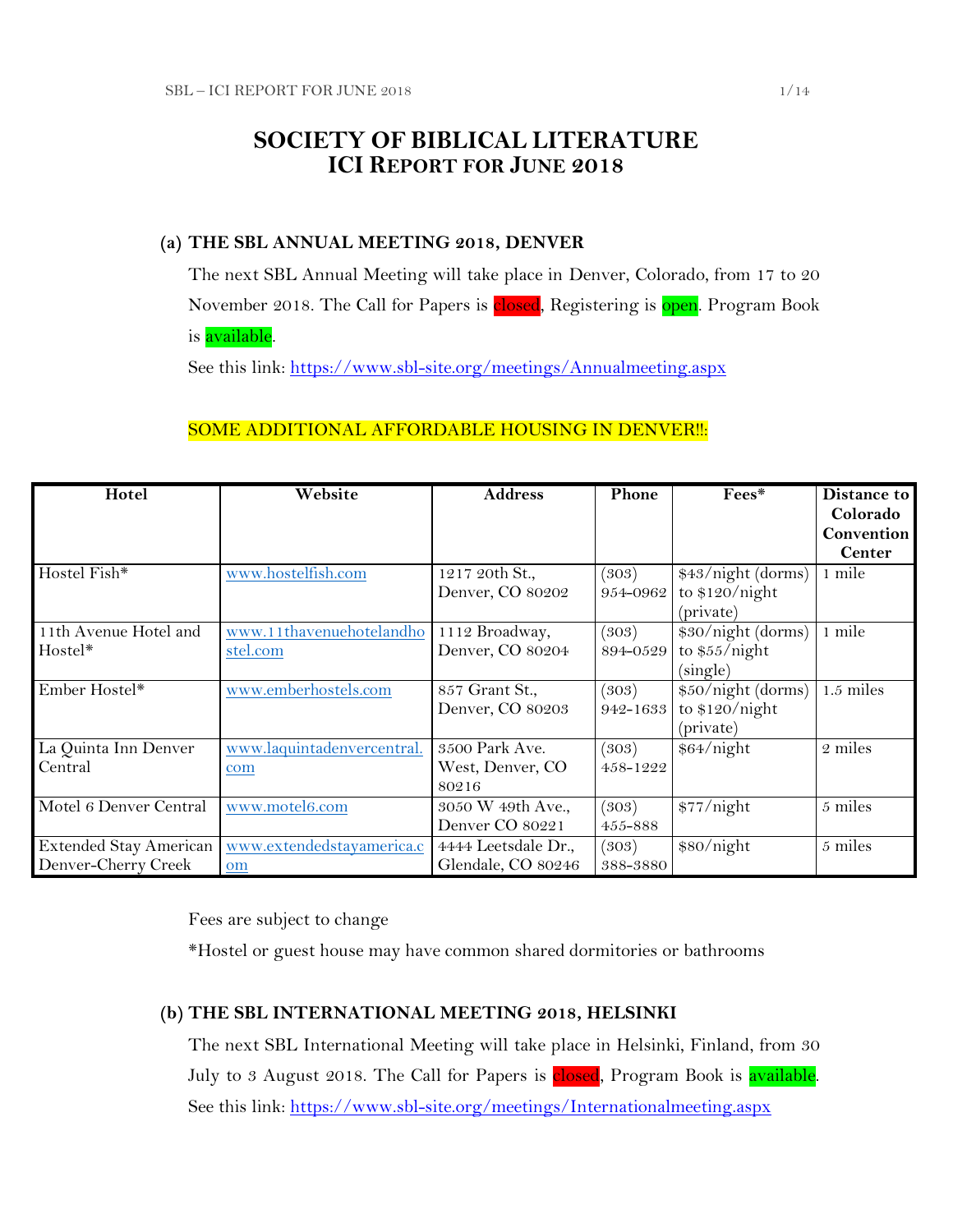# SOCIETY OF BIBLICAL LITERATURE
## ICI REPORT FOR JUNE 2018

### (a) THE SBL ANNUAL MEETING 2018, DENVER

The next SBL Annual Meeting will take place in Denver, Colorado, from 17 to 20 November 2018. The Call for Papers is closed, Registering is open. Program Book is available.

See this link: https://www.sbl-site.org/meetings/Annualmeeting.aspx

SOME ADDITIONAL AFFORDABLE HOUSING IN DENVER!!:

| Hotel | Website | Address | Phone | Fees* | Distance to Colorado Convention Center |
|---|---|---|---|---|---|
| Hostel Fish* | www.hostelfish.com | 1217 20th St., Denver, CO 80202 | (303) 954-0962 | $43/night (dorms) to $120/night (private) | 1 mile |
| 11th Avenue Hotel and Hostel* | www.11thavenuehotelandhostel.com | 1112 Broadway, Denver, CO 80204 | (303) 894-0529 | $30/night (dorms) to $55/night (single) | 1 mile |
| Ember Hostel* | www.emberhostels.com | 857 Grant St., Denver, CO 80203 | (303) 942-1633 | $50/night (dorms) to $120/night (private) | 1.5 miles |
| La Quinta Inn Denver Central | www.laquintadenvercentral.com | 3500 Park Ave. West, Denver, CO 80216 | (303) 458-1222 | $64/night | 2 miles |
| Motel 6 Denver Central | www.motel6.com | 3050 W 49th Ave., Denver CO 80221 | (303) 455-888 | $77/night | 5 miles |
| Extended Stay American Denver-Cherry Creek | www.extendedstayamerica.com | 4444 Leetsdale Dr., Glendale, CO 80246 | (303) 388-3880 | $80/night | 5 miles |

Fees are subject to change

*Hostel or guest house may have common shared dormitories or bathrooms

### (b) THE SBL INTERNATIONAL MEETING 2018, HELSINKI

The next SBL International Meeting will take place in Helsinki, Finland, from 30 July to 3 August 2018. The Call for Papers is closed, Program Book is available.

See this link: https://www.sbl-site.org/meetings/Internationalmeeting.aspx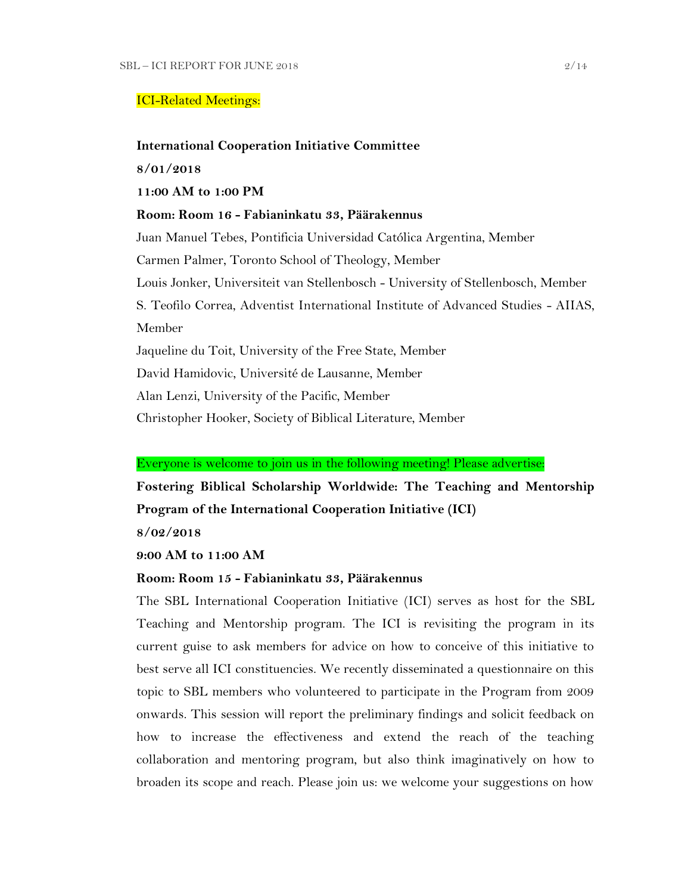ICI-Related Meetings:

**International Cooperation Initiative Committee**

**8/01/2018**

**11:00 AM to 1:00 PM**

**Room: Room 16 - Fabianinkatu 33, Päärakennus**

Juan Manuel Tebes, Pontificia Universidad Católica Argentina, Member

Carmen Palmer, Toronto School of Theology, Member

Louis Jonker, Universiteit van Stellenbosch - University of Stellenbosch, Member

S. Teofilo Correa, Adventist International Institute of Advanced Studies - AIIAS, Member

Jaqueline du Toit, University of the Free State, Member

David Hamidovic, Université de Lausanne, Member

Alan Lenzi, University of the Pacific, Member

Christopher Hooker, Society of Biblical Literature, Member

Everyone is welcome to join us in the following meeting! Please advertise:

**Fostering Biblical Scholarship Worldwide: The Teaching and Mentorship Program of the International Cooperation Initiative (ICI)**

**8/02/2018**

**9:00 AM to 11:00 AM**

**Room: Room 15 - Fabianinkatu 33, Päärakennus**

The SBL International Cooperation Initiative (ICI) serves as host for the SBL Teaching and Mentorship program. The ICI is revisiting the program in its current guise to ask members for advice on how to conceive of this initiative to best serve all ICI constituencies. We recently disseminated a questionnaire on this topic to SBL members who volunteered to participate in the Program from 2009 onwards. This session will report the preliminary findings and solicit feedback on how to increase the effectiveness and extend the reach of the teaching collaboration and mentoring program, but also think imaginatively on how to broaden its scope and reach. Please join us: we welcome your suggestions on how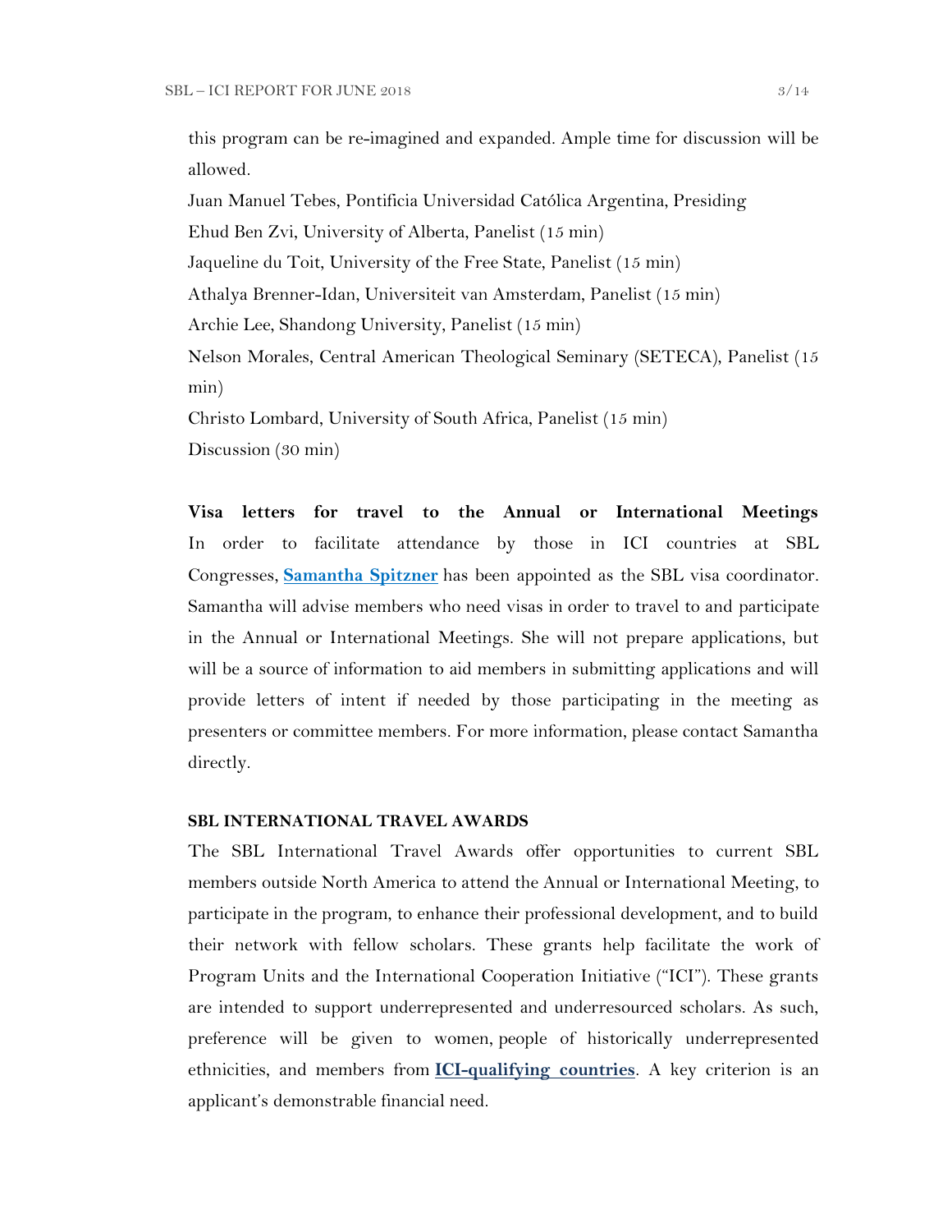this program can be re-imagined and expanded. Ample time for discussion will be allowed.

Juan Manuel Tebes, Pontificia Universidad Católica Argentina, Presiding

Ehud Ben Zvi, University of Alberta, Panelist (15 min)

Jaqueline du Toit, University of the Free State, Panelist (15 min)

Athalya Brenner-Idan, Universiteit van Amsterdam, Panelist (15 min)

Archie Lee, Shandong University, Panelist (15 min)

Nelson Morales, Central American Theological Seminary (SETECA), Panelist (15 min)

Christo Lombard, University of South Africa, Panelist (15 min)

Discussion (30 min)

**Visa letters for travel to the Annual or International Meetings**

In order to facilitate attendance by those in ICI countries at SBL Congresses, **Samantha Spitzner** has been appointed as the SBL visa coordinator. Samantha will advise members who need visas in order to travel to and participate in the Annual or International Meetings. She will not prepare applications, but will be a source of information to aid members in submitting applications and will provide letters of intent if needed by those participating in the meeting as presenters or committee members. For more information, please contact Samantha directly.

**SBL INTERNATIONAL TRAVEL AWARDS**

The SBL International Travel Awards offer opportunities to current SBL members outside North America to attend the Annual or International Meeting, to participate in the program, to enhance their professional development, and to build their network with fellow scholars. These grants help facilitate the work of Program Units and the International Cooperation Initiative ("ICI"). These grants are intended to support underrepresented and underresourced scholars. As such, preference will be given to women, people of historically underrepresented ethnicities, and members from **ICI-qualifying countries**. A key criterion is an applicant's demonstrable financial need.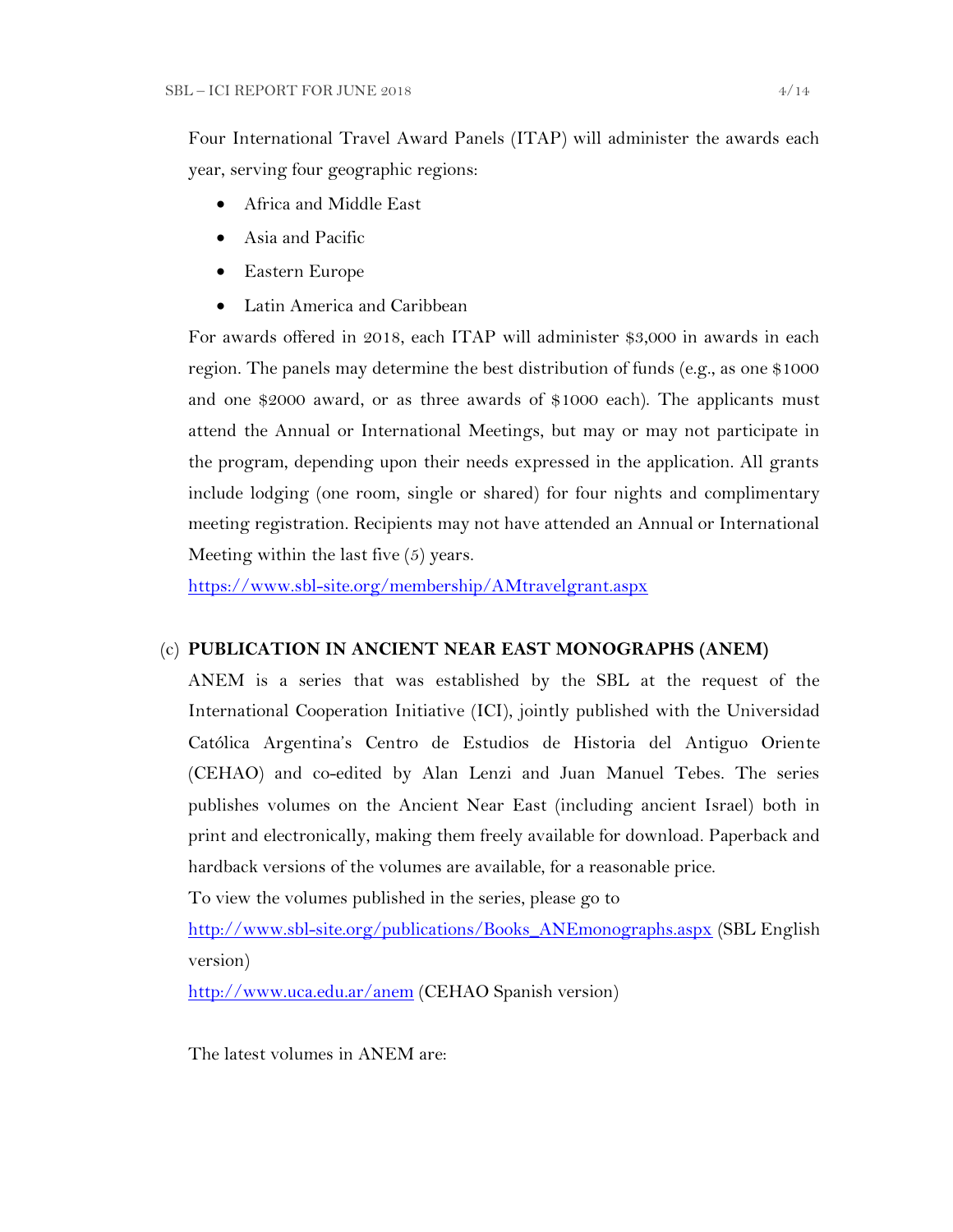Four International Travel Award Panels (ITAP) will administer the awards each year, serving four geographic regions:

- Africa and Middle East
- Asia and Pacific
- Eastern Europe
- Latin America and Caribbean

For awards offered in 2018, each ITAP will administer $3,000 in awards in each region. The panels may determine the best distribution of funds (e.g., as one $1000 and one $2000 award, or as three awards of $1000 each). The applicants must attend the Annual or International Meetings, but may or may not participate in the program, depending upon their needs expressed in the application. All grants include lodging (one room, single or shared) for four nights and complimentary meeting registration. Recipients may not have attended an Annual or International Meeting within the last five (5) years.

https://www.sbl-site.org/membership/AMtravelgrant.aspx

(c) **PUBLICATION IN ANCIENT NEAR EAST MONOGRAPHS (ANEM)**

ANEM is a series that was established by the SBL at the request of the International Cooperation Initiative (ICI), jointly published with the Universidad Católica Argentina's Centro de Estudios de Historia del Antiguo Oriente (CEHAO) and co-edited by Alan Lenzi and Juan Manuel Tebes. The series publishes volumes on the Ancient Near East (including ancient Israel) both in print and electronically, making them freely available for download. Paperback and hardback versions of the volumes are available, for a reasonable price.

To view the volumes published in the series, please go to

http://www.sbl-site.org/publications/Books_ANEmonographs.aspx (SBL English version)

http://www.uca.edu.ar/anem (CEHAO Spanish version)

The latest volumes in ANEM are: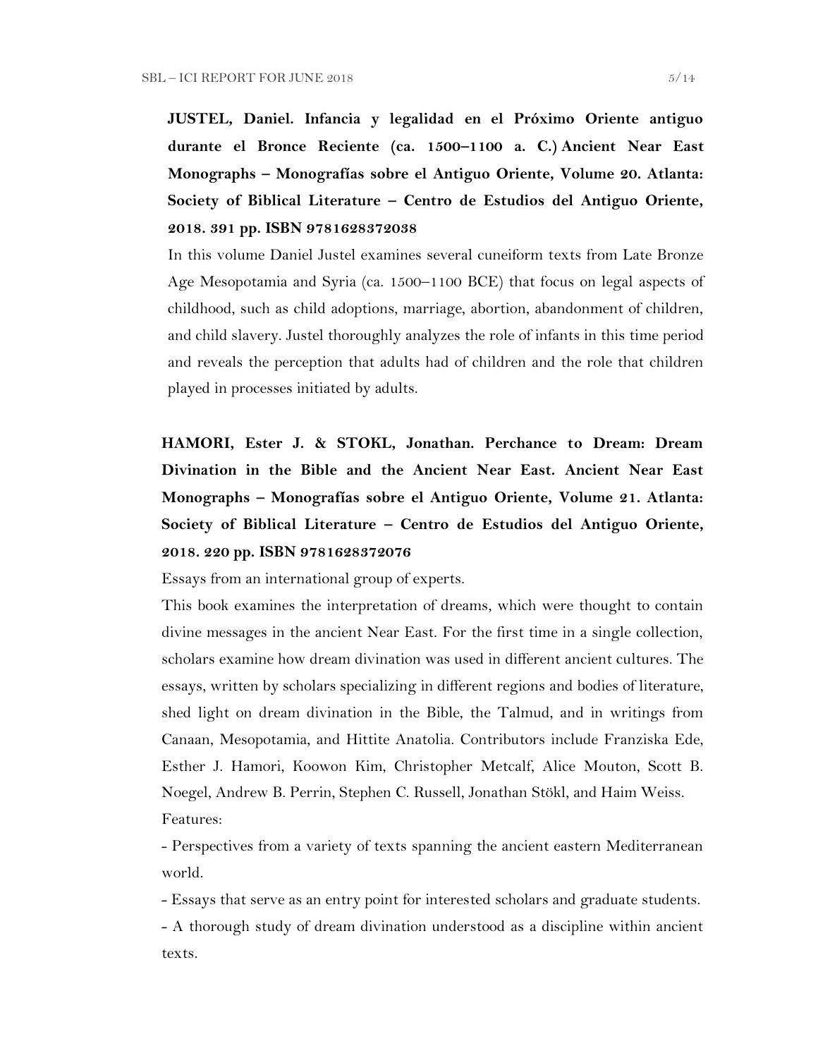**JUSTEL, Daniel. Infancia y legalidad en el Próximo Oriente antiguo durante el Bronce Reciente (ca. 1500–1100 a. C.) Ancient Near East Monographs – Monografías sobre el Antiguo Oriente, Volume 20. Atlanta: Society of Biblical Literature – Centro de Estudios del Antiguo Oriente, 2018. 391 pp. ISBN 9781628372038**

In this volume Daniel Justel examines several cuneiform texts from Late Bronze Age Mesopotamia and Syria (ca. 1500–1100 BCE) that focus on legal aspects of childhood, such as child adoptions, marriage, abortion, abandonment of children, and child slavery. Justel thoroughly analyzes the role of infants in this time period and reveals the perception that adults had of children and the role that children played in processes initiated by adults.

**HAMORI, Ester J. & STOKL, Jonathan. Perchance to Dream: Dream Divination in the Bible and the Ancient Near East. Ancient Near East Monographs – Monografías sobre el Antiguo Oriente, Volume 21. Atlanta: Society of Biblical Literature – Centro de Estudios del Antiguo Oriente, 2018. 220 pp. ISBN 9781628372076**

Essays from an international group of experts.

This book examines the interpretation of dreams, which were thought to contain divine messages in the ancient Near East. For the first time in a single collection, scholars examine how dream divination was used in different ancient cultures. The essays, written by scholars specializing in different regions and bodies of literature, shed light on dream divination in the Bible, the Talmud, and in writings from Canaan, Mesopotamia, and Hittite Anatolia. Contributors include Franziska Ede, Esther J. Hamori, Koowon Kim, Christopher Metcalf, Alice Mouton, Scott B. Noegel, Andrew B. Perrin, Stephen C. Russell, Jonathan Stökl, and Haim Weiss.

Features:

- Perspectives from a variety of texts spanning the ancient eastern Mediterranean world.
- Essays that serve as an entry point for interested scholars and graduate students.
- A thorough study of dream divination understood as a discipline within ancient texts.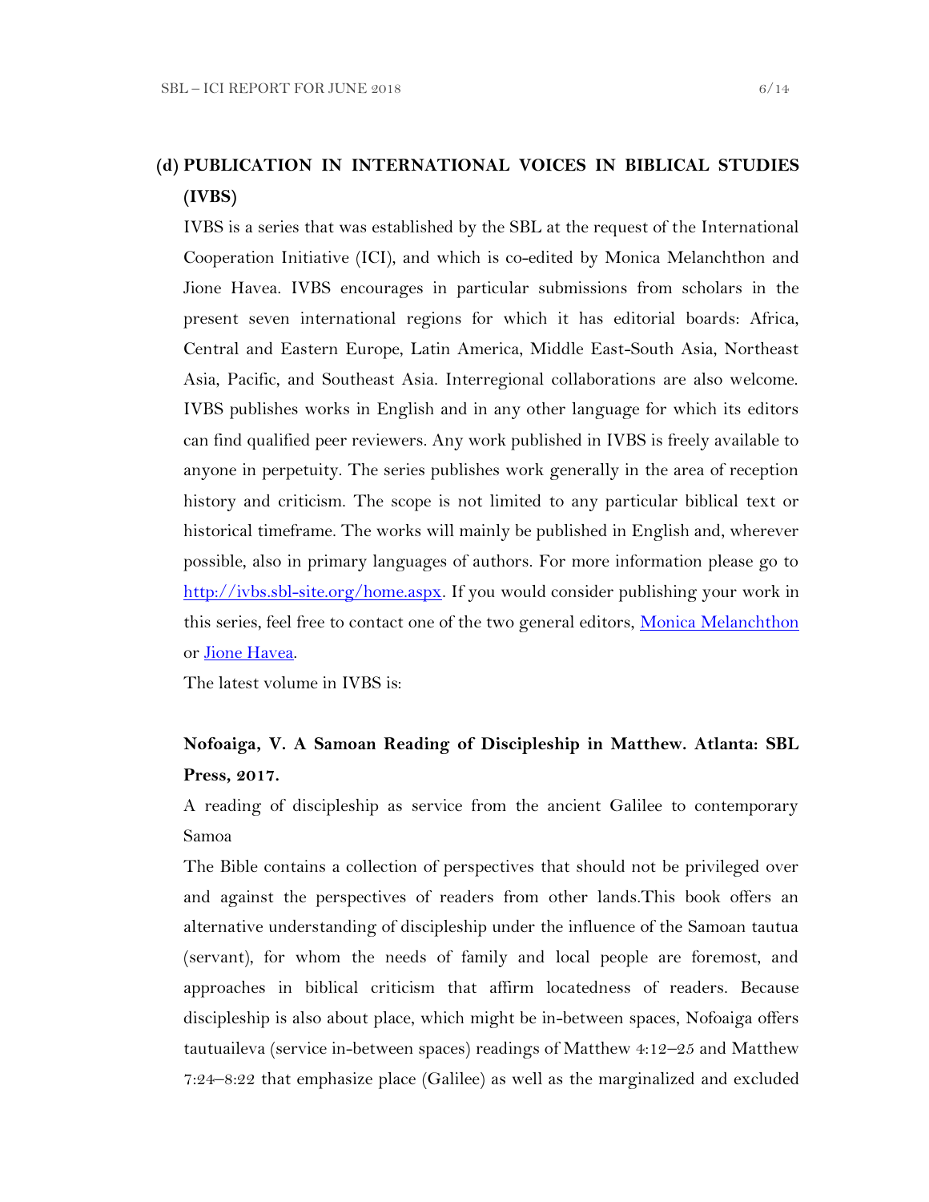### (d) PUBLICATION IN INTERNATIONAL VOICES IN BIBLICAL STUDIES (IVBS)

IVBS is a series that was established by the SBL at the request of the International Cooperation Initiative (ICI), and which is co-edited by Monica Melanchthon and Jione Havea. IVBS encourages in particular submissions from scholars in the present seven international regions for which it has editorial boards: Africa, Central and Eastern Europe, Latin America, Middle East-South Asia, Northeast Asia, Pacific, and Southeast Asia. Interregional collaborations are also welcome. IVBS publishes works in English and in any other language for which its editors can find qualified peer reviewers. Any work published in IVBS is freely available to anyone in perpetuity. The series publishes work generally in the area of reception history and criticism. The scope is not limited to any particular biblical text or historical timeframe. The works will mainly be published in English and, wherever possible, also in primary languages of authors. For more information please go to [http://ivbs.sbl-site.org/home.aspx](http://ivbs.sbl-site.org/home.aspx). If you would consider publishing your work in this series, feel free to contact one of the two general editors, [Monica Melanchthon]() or [Jione Havea]().

The latest volume in IVBS is:

**Nofoaiga, V. A Samoan Reading of Discipleship in Matthew. Atlanta: SBL Press, 2017.**

A reading of discipleship as service from the ancient Galilee to contemporary Samoa

The Bible contains a collection of perspectives that should not be privileged over and against the perspectives of readers from other lands.This book offers an alternative understanding of discipleship under the influence of the Samoan tautua (servant), for whom the needs of family and local people are foremost, and approaches in biblical criticism that affirm locatedness of readers. Because discipleship is also about place, which might be in-between spaces, Nofoaiga offers tautuaileva (service in-between spaces) readings of Matthew 4:12–25 and Matthew 7:24–8:22 that emphasize place (Galilee) as well as the marginalized and excluded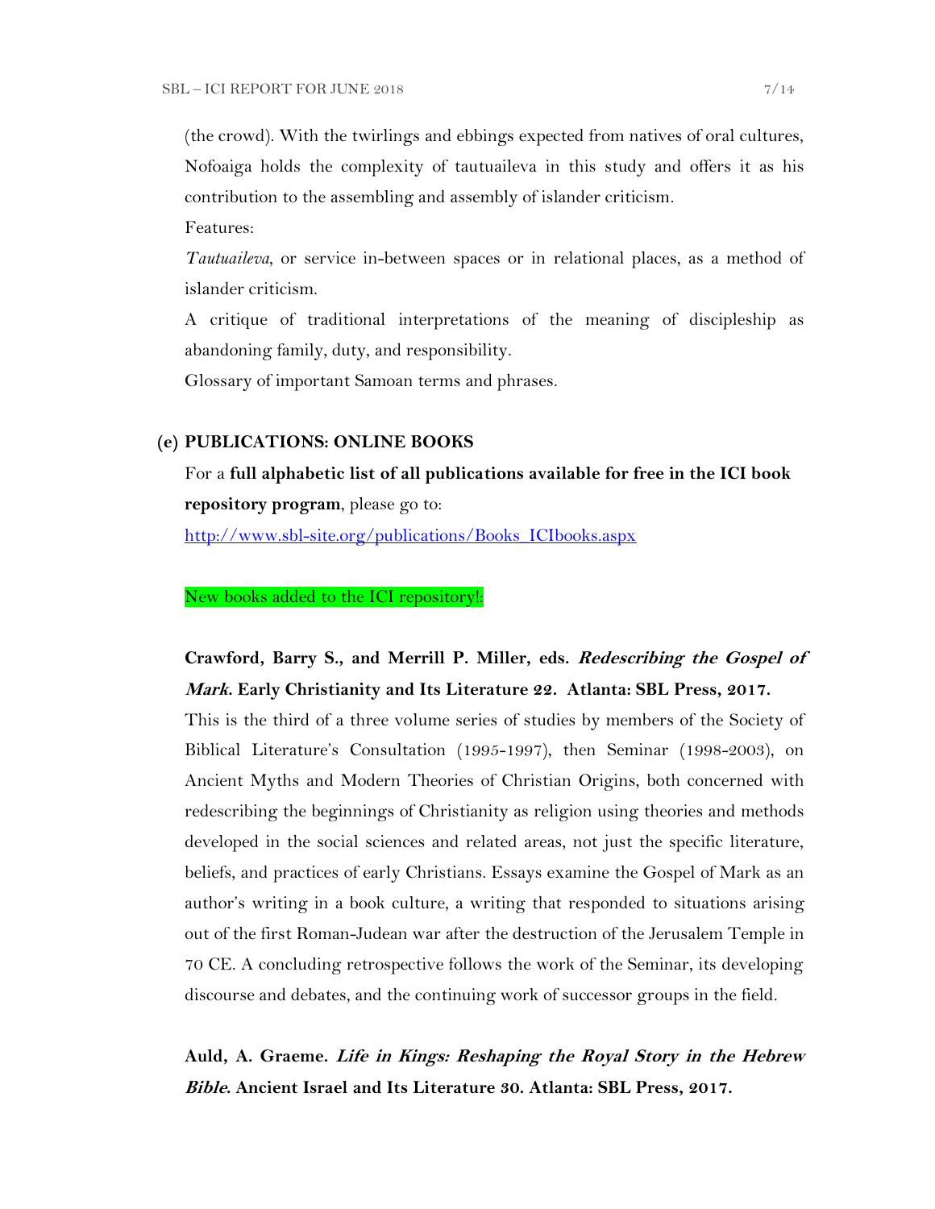(the crowd). With the twirlings and ebbings expected from natives of oral cultures, Nofoaiga holds the complexity of tautuaileva in this study and offers it as his contribution to the assembling and assembly of islander criticism.

Features:

*Tautuaileva*, or service in-between spaces or in relational places, as a method of islander criticism.

A critique of traditional interpretations of the meaning of discipleship as abandoning family, duty, and responsibility.

Glossary of important Samoan terms and phrases.

## (e) PUBLICATIONS: ONLINE BOOKS

For a **full alphabetic list of all publications available for free in the ICI book repository program**, please go to:

http://www.sbl-site.org/publications/Books_ICIbooks.aspx

New books added to the ICI repository!:

**Crawford, Barry S., and Merrill P. Miller, eds. *Redescribing the Gospel of Mark*. Early Christianity and Its Literature 22. Atlanta: SBL Press, 2017.**

This is the third of a three volume series of studies by members of the Society of Biblical Literature's Consultation (1995-1997), then Seminar (1998-2003), on Ancient Myths and Modern Theories of Christian Origins, both concerned with redescribing the beginnings of Christianity as religion using theories and methods developed in the social sciences and related areas, not just the specific literature, beliefs, and practices of early Christians. Essays examine the Gospel of Mark as an author's writing in a book culture, a writing that responded to situations arising out of the first Roman-Judean war after the destruction of the Jerusalem Temple in 70 CE. A concluding retrospective follows the work of the Seminar, its developing discourse and debates, and the continuing work of successor groups in the field.

**Auld, A. Graeme. *Life in Kings: Reshaping the Royal Story in the Hebrew Bible*. Ancient Israel and Its Literature 30. Atlanta: SBL Press, 2017.**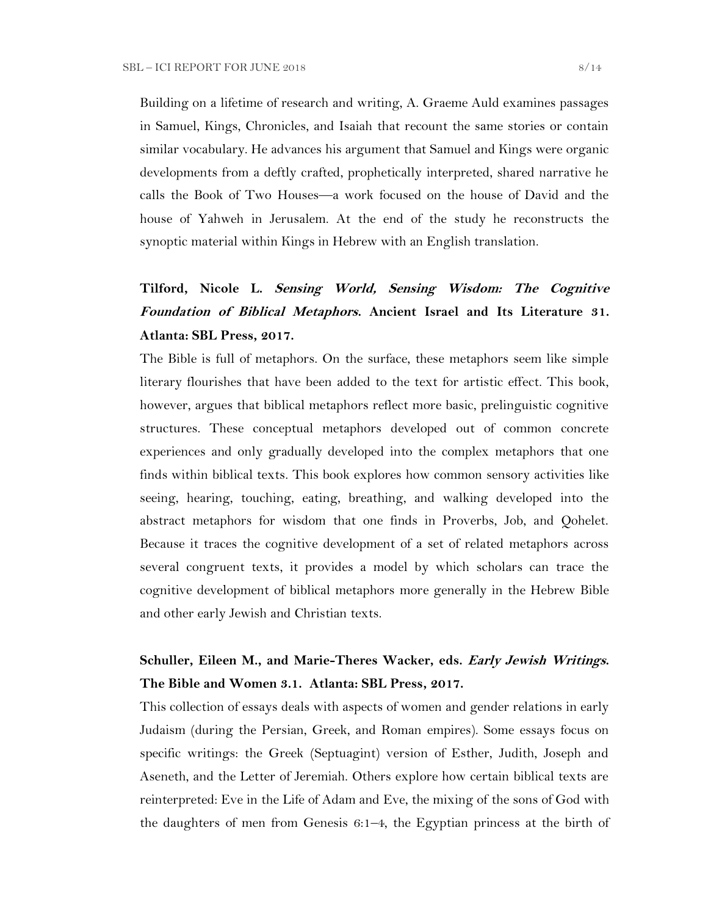Building on a lifetime of research and writing, A. Graeme Auld examines passages in Samuel, Kings, Chronicles, and Isaiah that recount the same stories or contain similar vocabulary. He advances his argument that Samuel and Kings were organic developments from a deftly crafted, prophetically interpreted, shared narrative he calls the Book of Two Houses—a work focused on the house of David and the house of Yahweh in Jerusalem. At the end of the study he reconstructs the synoptic material within Kings in Hebrew with an English translation.

**Tilford, Nicole L. *Sensing World, Sensing Wisdom: The Cognitive Foundation of Biblical Metaphors*. Ancient Israel and Its Literature 31. Atlanta: SBL Press, 2017.**

The Bible is full of metaphors. On the surface, these metaphors seem like simple literary flourishes that have been added to the text for artistic effect. This book, however, argues that biblical metaphors reflect more basic, prelinguistic cognitive structures. These conceptual metaphors developed out of common concrete experiences and only gradually developed into the complex metaphors that one finds within biblical texts. This book explores how common sensory activities like seeing, hearing, touching, eating, breathing, and walking developed into the abstract metaphors for wisdom that one finds in Proverbs, Job, and Qohelet. Because it traces the cognitive development of a set of related metaphors across several congruent texts, it provides a model by which scholars can trace the cognitive development of biblical metaphors more generally in the Hebrew Bible and other early Jewish and Christian texts.

**Schuller, Eileen M., and Marie-Theres Wacker, eds. *Early Jewish Writings*. The Bible and Women 3.1. Atlanta: SBL Press, 2017.**

This collection of essays deals with aspects of women and gender relations in early Judaism (during the Persian, Greek, and Roman empires). Some essays focus on specific writings: the Greek (Septuagint) version of Esther, Judith, Joseph and Aseneth, and the Letter of Jeremiah. Others explore how certain biblical texts are reinterpreted: Eve in the Life of Adam and Eve, the mixing of the sons of God with the daughters of men from Genesis 6:1–4, the Egyptian princess at the birth of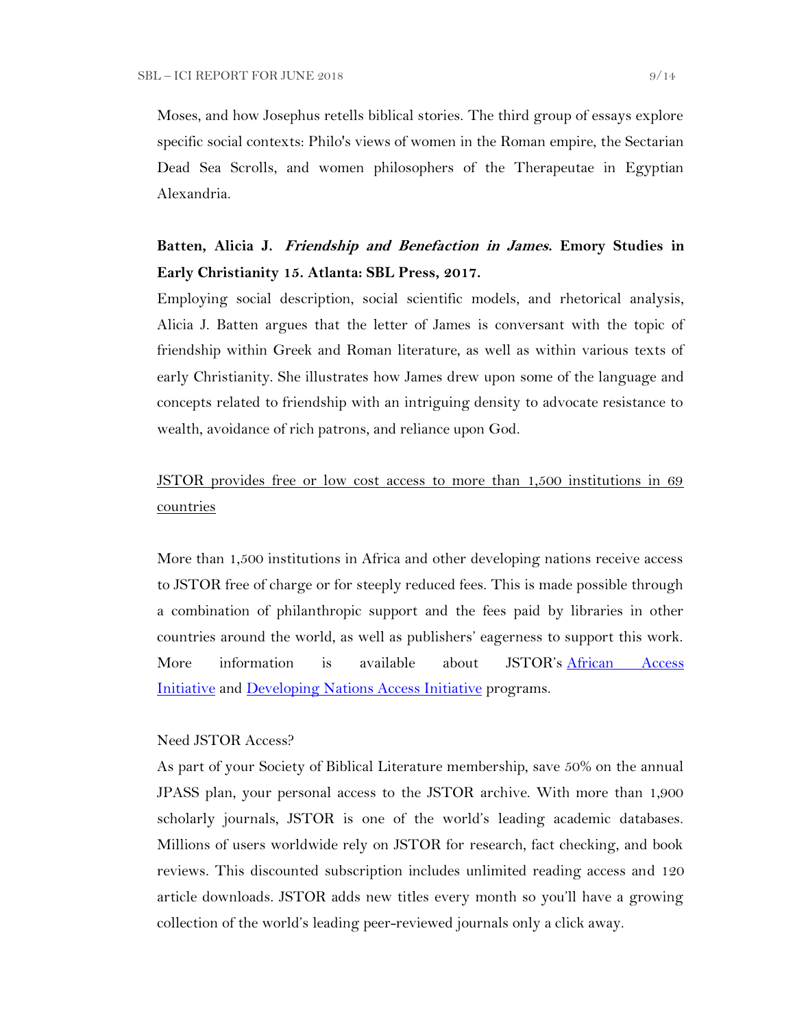Moses, and how Josephus retells biblical stories. The third group of essays explore specific social contexts: Philo's views of women in the Roman empire, the Sectarian Dead Sea Scrolls, and women philosophers of the Therapeutae in Egyptian Alexandria.

**Batten, Alicia J. *Friendship and Benefaction in James*. Emory Studies in Early Christianity 15. Atlanta: SBL Press, 2017.**

Employing social description, social scientific models, and rhetorical analysis, Alicia J. Batten argues that the letter of James is conversant with the topic of friendship within Greek and Roman literature, as well as within various texts of early Christianity. She illustrates how James drew upon some of the language and concepts related to friendship with an intriguing density to advocate resistance to wealth, avoidance of rich patrons, and reliance upon God.

<u>JSTOR provides free or low cost access to more than 1,500 institutions in 69 countries</u>

More than 1,500 institutions in Africa and other developing nations receive access to JSTOR free of charge or for steeply reduced fees. This is made possible through a combination of philanthropic support and the fees paid by libraries in other countries around the world, as well as publishers' eagerness to support this work. More information is available about JSTOR's African Access Initiative and Developing Nations Access Initiative programs.

Need JSTOR Access?

As part of your Society of Biblical Literature membership, save 50% on the annual JPASS plan, your personal access to the JSTOR archive. With more than 1,900 scholarly journals, JSTOR is one of the world's leading academic databases. Millions of users worldwide rely on JSTOR for research, fact checking, and book reviews. This discounted subscription includes unlimited reading access and 120 article downloads. JSTOR adds new titles every month so you'll have a growing collection of the world's leading peer-reviewed journals only a click away.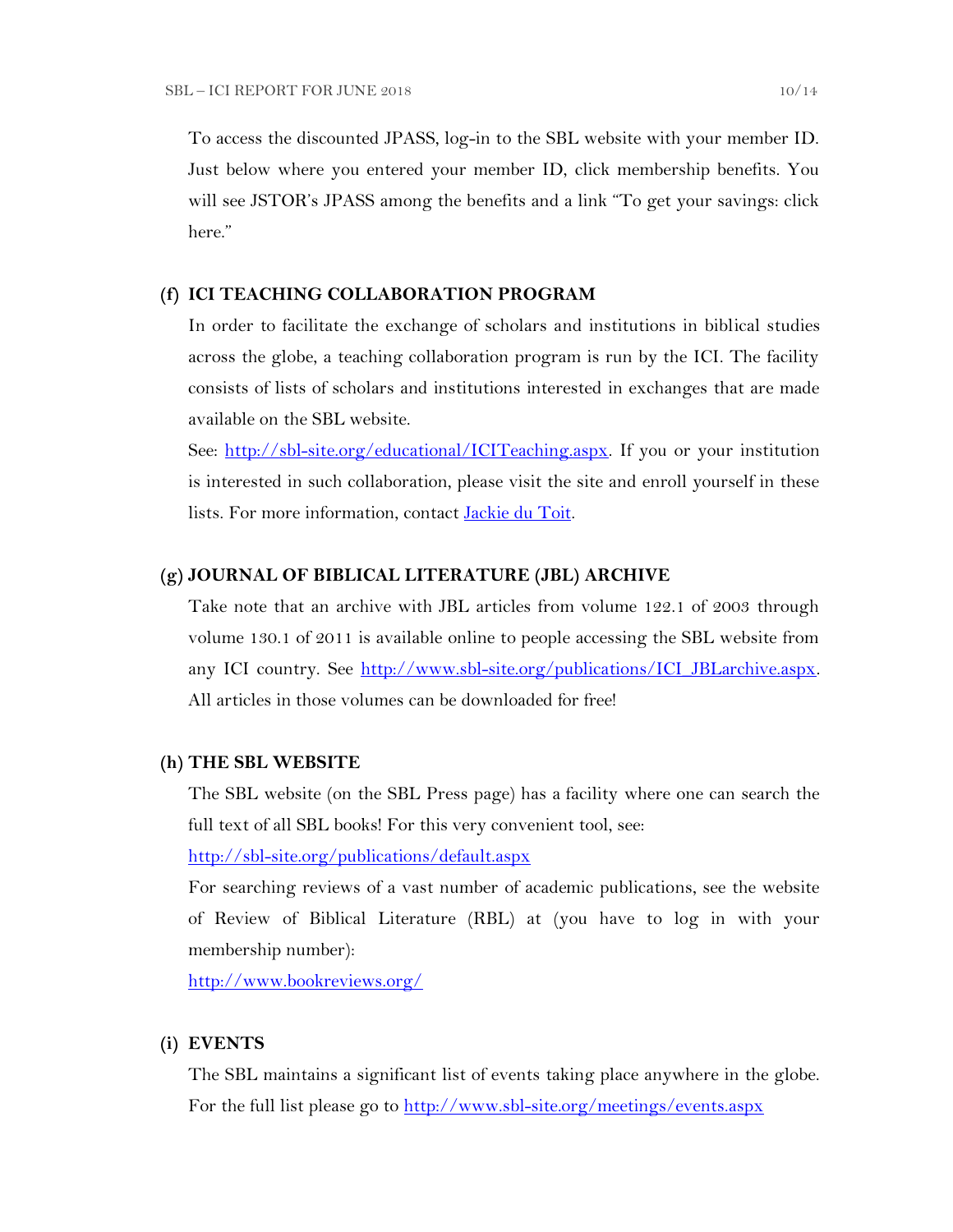To access the discounted JPASS, log-in to the SBL website with your member ID. Just below where you entered your member ID, click membership benefits. You will see JSTOR's JPASS among the benefits and a link "To get your savings: click here."

### (f) ICI TEACHING COLLABORATION PROGRAM

In order to facilitate the exchange of scholars and institutions in biblical studies across the globe, a teaching collaboration program is run by the ICI. The facility consists of lists of scholars and institutions interested in exchanges that are made available on the SBL website.

See: [http://sbl-site.org/educational/ICITeaching.aspx](http://sbl-site.org/educational/ICITeaching.aspx). If you or your institution is interested in such collaboration, please visit the site and enroll yourself in these lists. For more information, contact Jackie du Toit.

### (g) JOURNAL OF BIBLICAL LITERATURE (JBL) ARCHIVE

Take note that an archive with JBL articles from volume 122.1 of 2003 through volume 130.1 of 2011 is available online to people accessing the SBL website from any ICI country. See [http://www.sbl-site.org/publications/ICI_JBLarchive.aspx](http://www.sbl-site.org/publications/ICI_JBLarchive.aspx). All articles in those volumes can be downloaded for free!

### (h) THE SBL WEBSITE

The SBL website (on the SBL Press page) has a facility where one can search the full text of all SBL books! For this very convenient tool, see:

[http://sbl-site.org/publications/default.aspx](http://sbl-site.org/publications/default.aspx)

For searching reviews of a vast number of academic publications, see the website of Review of Biblical Literature (RBL) at (you have to log in with your membership number):

[http://www.bookreviews.org/](http://www.bookreviews.org/)

### (i) EVENTS

The SBL maintains a significant list of events taking place anywhere in the globe. For the full list please go to [http://www.sbl-site.org/meetings/events.aspx](http://www.sbl-site.org/meetings/events.aspx)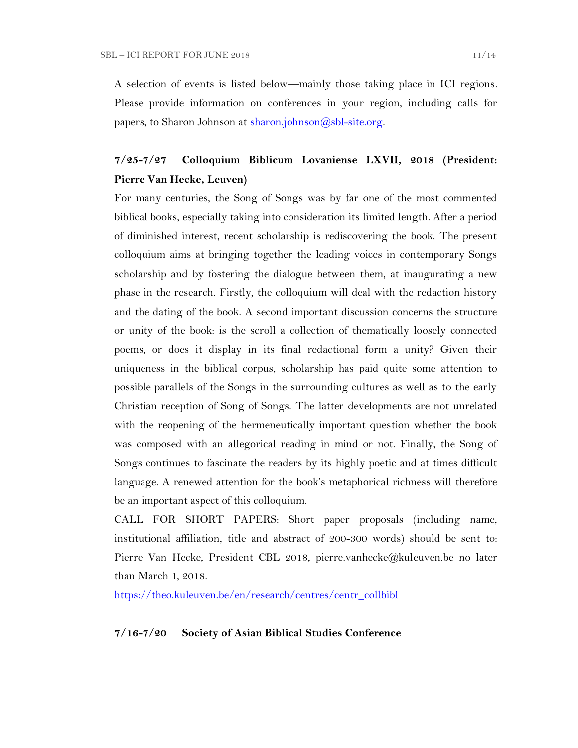A selection of events is listed below—mainly those taking place in ICI regions. Please provide information on conferences in your region, including calls for papers, to Sharon Johnson at [sharon.johnson@sbl-site.org](mailto:sharon.johnson@sbl-site.org).

**7/25-7/27 Colloquium Biblicum Lovaniense LXVII, 2018 (President: Pierre Van Hecke, Leuven)**

For many centuries, the Song of Songs was by far one of the most commented biblical books, especially taking into consideration its limited length. After a period of diminished interest, recent scholarship is rediscovering the book. The present colloquium aims at bringing together the leading voices in contemporary Songs scholarship and by fostering the dialogue between them, at inaugurating a new phase in the research. Firstly, the colloquium will deal with the redaction history and the dating of the book. A second important discussion concerns the structure or unity of the book: is the scroll a collection of thematically loosely connected poems, or does it display in its final redactional form a unity? Given their uniqueness in the biblical corpus, scholarship has paid quite some attention to possible parallels of the Songs in the surrounding cultures as well as to the early Christian reception of Song of Songs. The latter developments are not unrelated with the reopening of the hermeneutically important question whether the book was composed with an allegorical reading in mind or not. Finally, the Song of Songs continues to fascinate the readers by its highly poetic and at times difficult language. A renewed attention for the book's metaphorical richness will therefore be an important aspect of this colloquium.

CALL FOR SHORT PAPERS: Short paper proposals (including name, institutional affiliation, title and abstract of 200-300 words) should be sent to: Pierre Van Hecke, President CBL 2018, pierre.vanhecke@kuleuven.be no later than March 1, 2018.

[https://theo.kuleuven.be/en/research/centres/centr_collbibl](https://theo.kuleuven.be/en/research/centres/centr_collbibl)

**7/16-7/20 Society of Asian Biblical Studies Conference**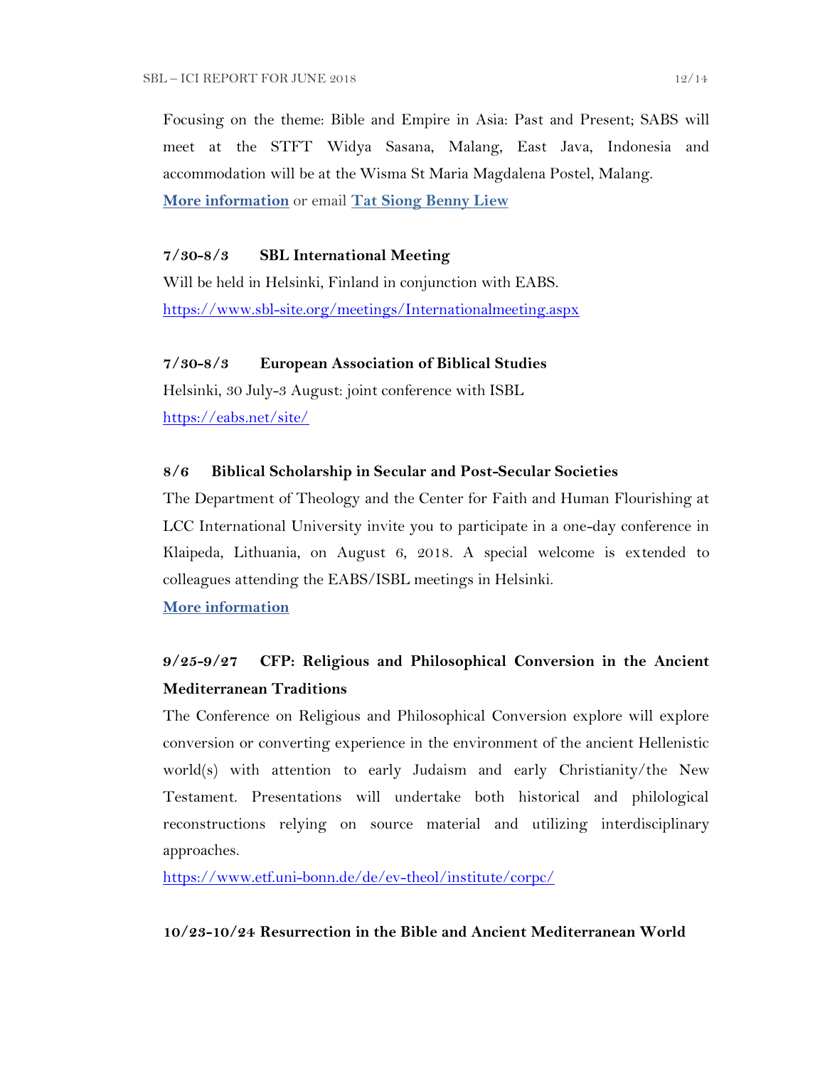Focusing on the theme: Bible and Empire in Asia: Past and Present; SABS will meet at the STFT Widya Sasana, Malang, East Java, Indonesia and accommodation will be at the Wisma St Maria Magdalena Postel, Malang.

**More information** or email **Tat Siong Benny Liew**

**7/30-8/3 SBL International Meeting**

Will be held in Helsinki, Finland in conjunction with EABS.

https://www.sbl-site.org/meetings/Internationalmeeting.aspx

**7/30-8/3 European Association of Biblical Studies**

Helsinki, 30 July-3 August: joint conference with ISBL

https://eabs.net/site/

**8/6 Biblical Scholarship in Secular and Post-Secular Societies**

The Department of Theology and the Center for Faith and Human Flourishing at LCC International University invite you to participate in a one-day conference in Klaipeda, Lithuania, on August 6, 2018. A special welcome is extended to colleagues attending the EABS/ISBL meetings in Helsinki.

**More information**

**9/25-9/27 CFP: Religious and Philosophical Conversion in the Ancient Mediterranean Traditions**

The Conference on Religious and Philosophical Conversion explore will explore conversion or converting experience in the environment of the ancient Hellenistic world(s) with attention to early Judaism and early Christianity/the New Testament. Presentations will undertake both historical and philological reconstructions relying on source material and utilizing interdisciplinary approaches.

https://www.etf.uni-bonn.de/de/ev-theol/institute/corpc/

**10/23-10/24 Resurrection in the Bible and Ancient Mediterranean World**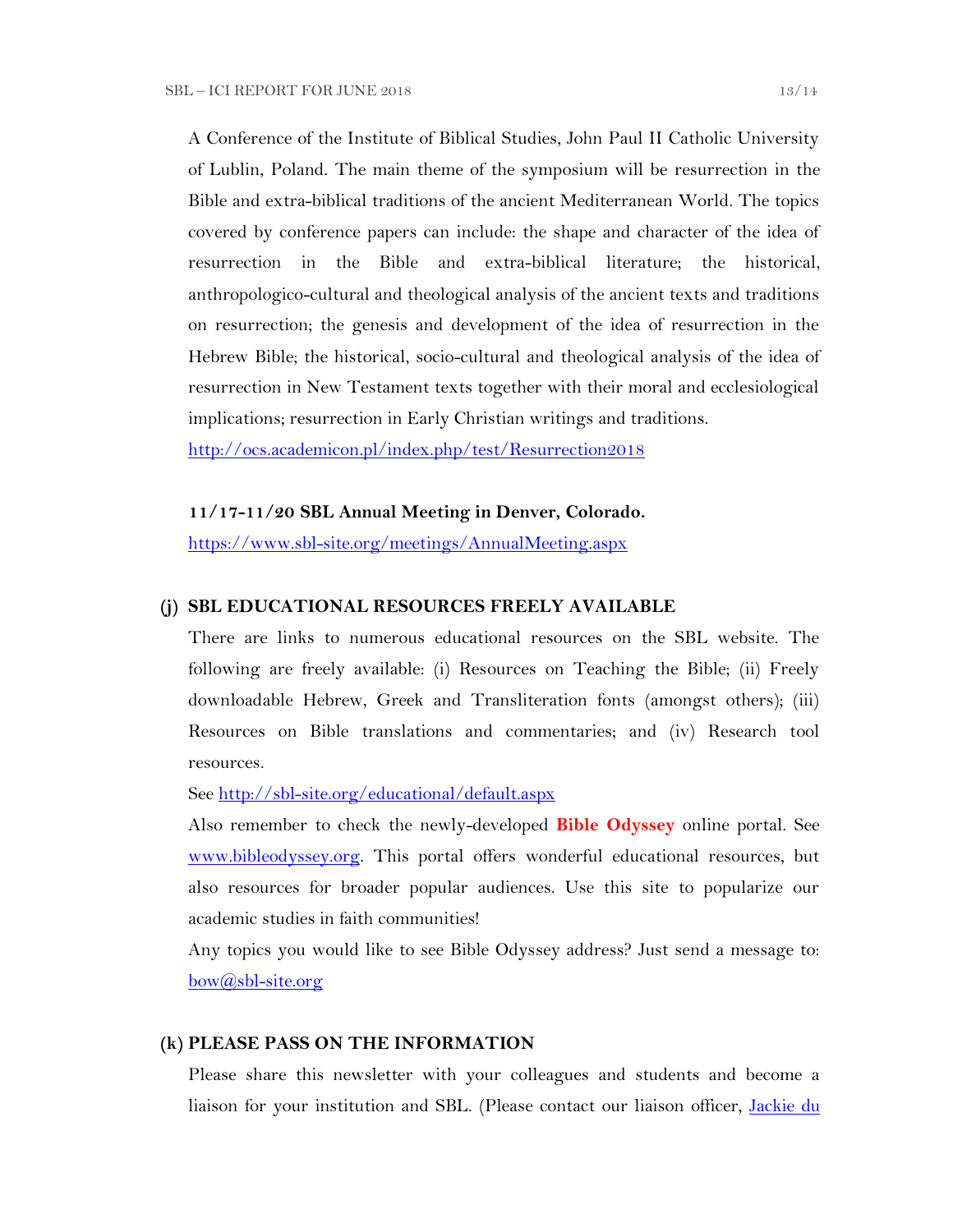A Conference of the Institute of Biblical Studies, John Paul II Catholic University of Lublin, Poland. The main theme of the symposium will be resurrection in the Bible and extra-biblical traditions of the ancient Mediterranean World. The topics covered by conference papers can include: the shape and character of the idea of resurrection in the Bible and extra-biblical literature; the historical, anthropologico-cultural and theological analysis of the ancient texts and traditions on resurrection; the genesis and development of the idea of resurrection in the Hebrew Bible; the historical, socio-cultural and theological analysis of the idea of resurrection in New Testament texts together with their moral and ecclesiological implications; resurrection in Early Christian writings and traditions.

http://ocs.academicon.pl/index.php/test/Resurrection2018

**11/17-11/20 SBL Annual Meeting in Denver, Colorado.**

https://www.sbl-site.org/meetings/AnnualMeeting.aspx

## (j) SBL EDUCATIONAL RESOURCES FREELY AVAILABLE

There are links to numerous educational resources on the SBL website. The following are freely available: (i) Resources on Teaching the Bible; (ii) Freely downloadable Hebrew, Greek and Transliteration fonts (amongst others); (iii) Resources on Bible translations and commentaries; and (iv) Research tool resources.

See http://sbl-site.org/educational/default.aspx

Also remember to check the newly-developed **Bible Odyssey** online portal. See www.bibleodyssey.org. This portal offers wonderful educational resources, but also resources for broader popular audiences. Use this site to popularize our academic studies in faith communities!

Any topics you would like to see Bible Odyssey address? Just send a message to: bow@sbl-site.org

## (k) PLEASE PASS ON THE INFORMATION

Please share this newsletter with your colleagues and students and become a liaison for your institution and SBL. (Please contact our liaison officer, Jackie du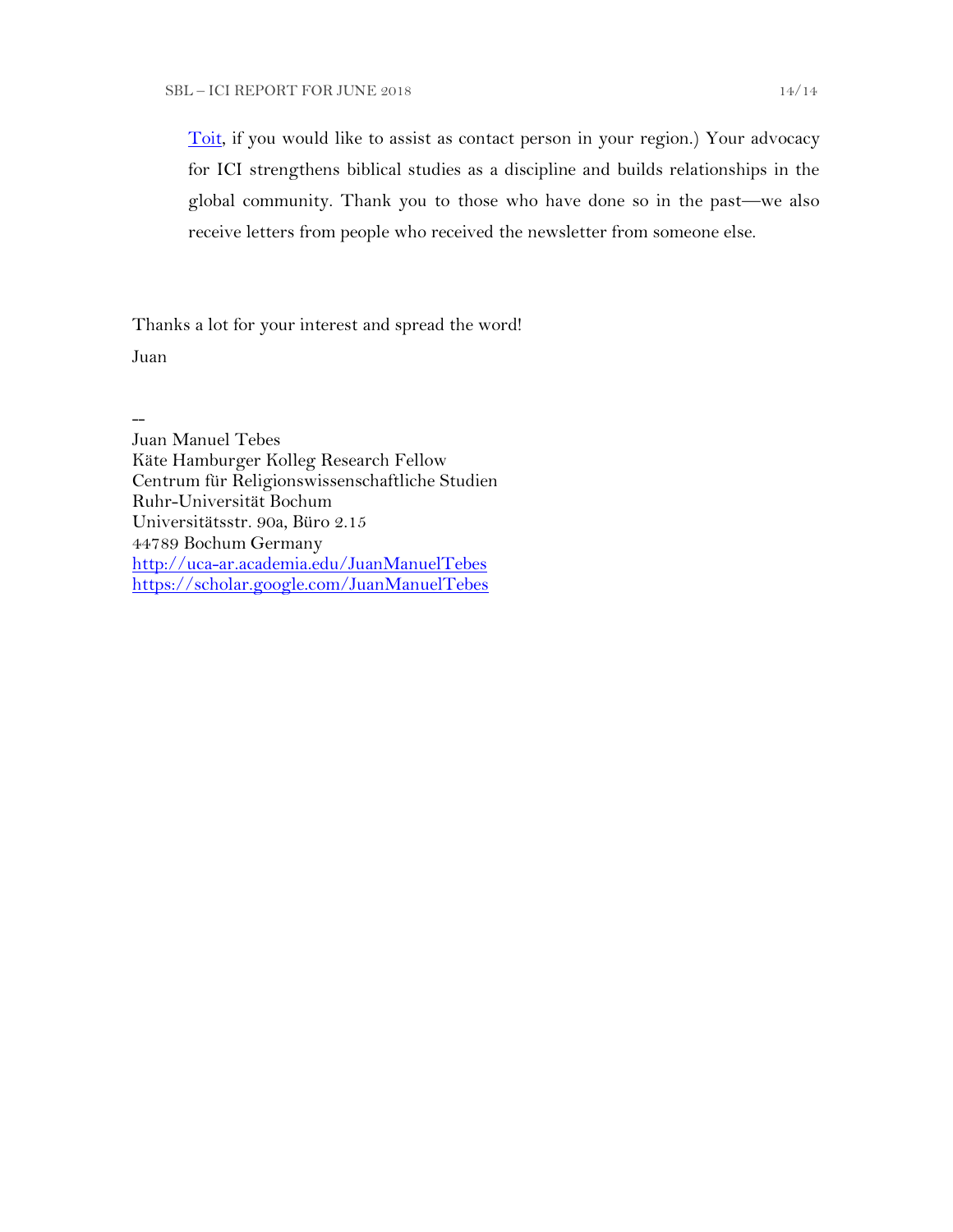Toit, if you would like to assist as contact person in your region.) Your advocacy for ICI strengthens biblical studies as a discipline and builds relationships in the global community. Thank you to those who have done so in the past—we also receive letters from people who received the newsletter from someone else.

Thanks a lot for your interest and spread the word!

Juan

--
Juan Manuel Tebes
Käte Hamburger Kolleg Research Fellow
Centrum für Religionswissenschaftliche Studien
Ruhr-Universität Bochum
Universitätsstr. 90a, Büro 2.15
44789 Bochum Germany
http://uca-ar.academia.edu/JuanManuelTebes
https://scholar.google.com/JuanManuelTebes